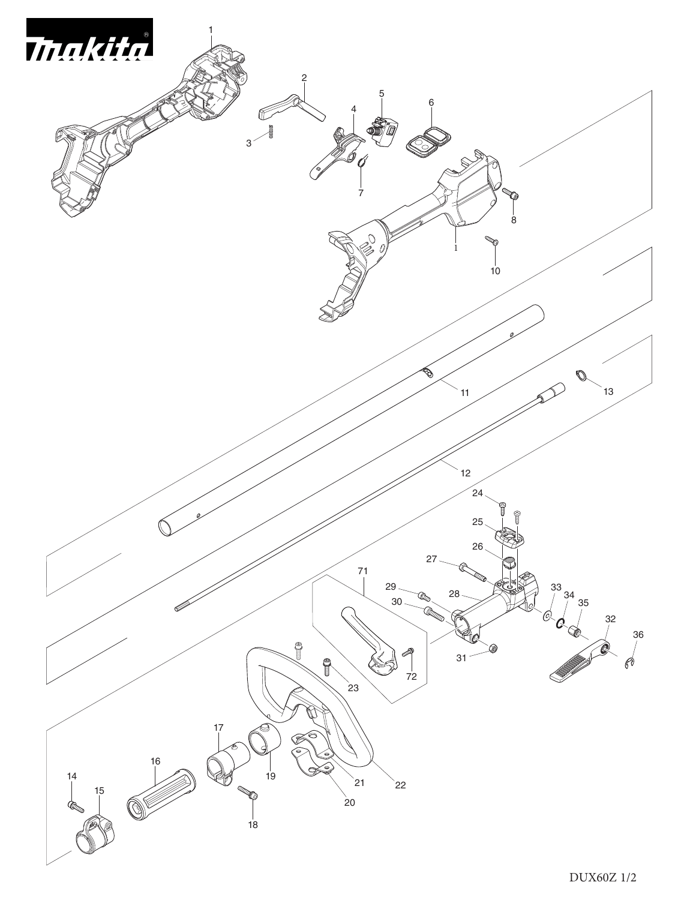makita

1

2

3

4

5

6

7

8

1

10

11

12

13

24

25

26

27

71

29

28

33

34

35

30

32

36

31

72

23

17

19

22

21

20

16

14

15

18

DUX60Z 1/2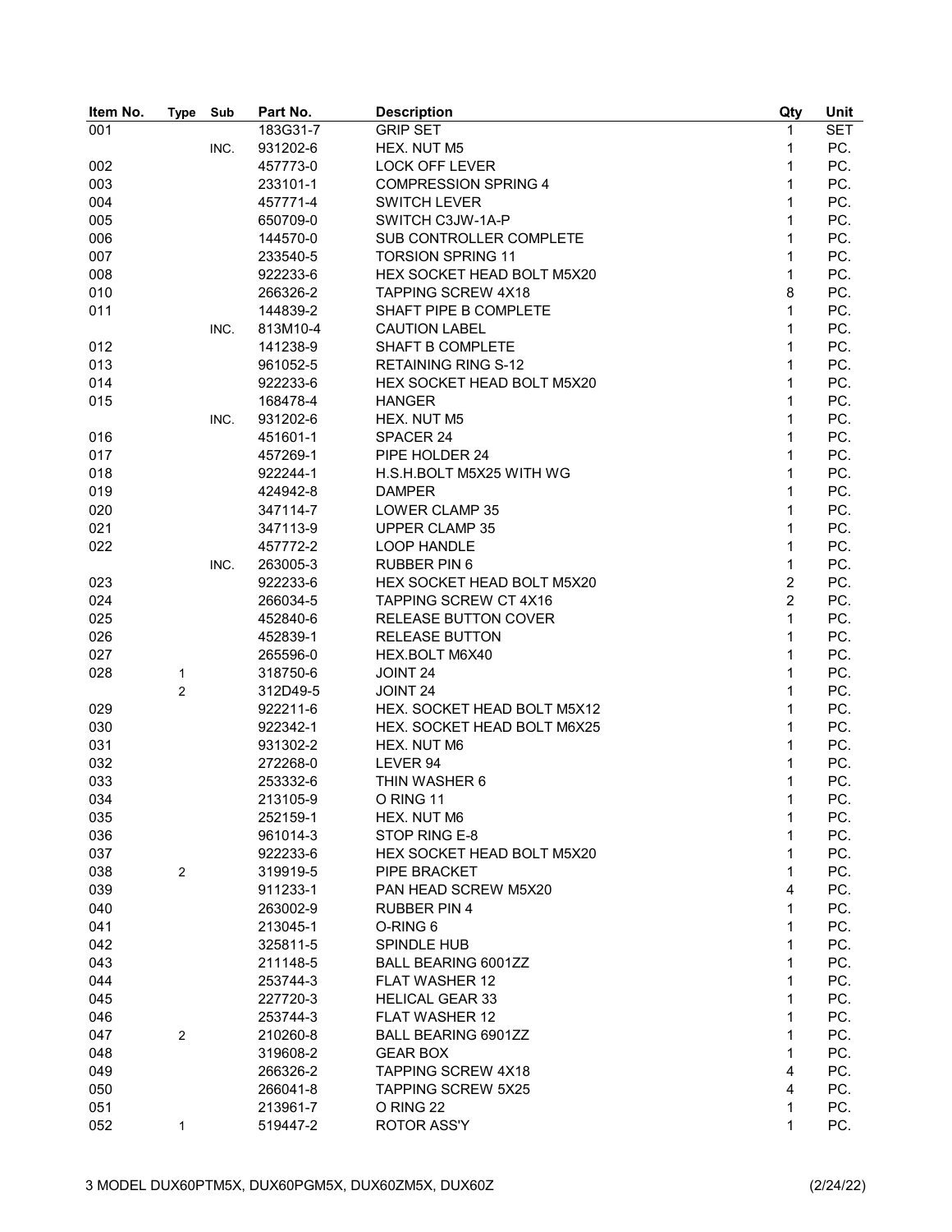| Item No. | Type | Sub | Part No. | Description | Qty | Unit |
|---|---|---|---|---|---|---|
| 001 | | | 183G31-7 | GRIP SET | 1 | SET |
| | | INC. | 931202-6 | HEX. NUT M5 | 1 | PC. |
| 002 | | | 457773-0 | LOCK OFF LEVER | 1 | PC. |
| 003 | | | 233101-1 | COMPRESSION SPRING 4 | 1 | PC. |
| 004 | | | 457771-4 | SWITCH LEVER | 1 | PC. |
| 005 | | | 650709-0 | SWITCH C3JW-1A-P | 1 | PC. |
| 006 | | | 144570-0 | SUB CONTROLLER COMPLETE | 1 | PC. |
| 007 | | | 233540-5 | TORSION SPRING 11 | 1 | PC. |
| 008 | | | 922233-6 | HEX SOCKET HEAD BOLT M5X20 | 1 | PC. |
| 010 | | | 266326-2 | TAPPING SCREW 4X18 | 8 | PC. |
| 011 | | | 144839-2 | SHAFT PIPE B COMPLETE | 1 | PC. |
| | | INC. | 813M10-4 | CAUTION LABEL | 1 | PC. |
| 012 | | | 141238-9 | SHAFT B COMPLETE | 1 | PC. |
| 013 | | | 961052-5 | RETAINING RING S-12 | 1 | PC. |
| 014 | | | 922233-6 | HEX SOCKET HEAD BOLT M5X20 | 1 | PC. |
| 015 | | | 168478-4 | HANGER | 1 | PC. |
| | | INC. | 931202-6 | HEX. NUT M5 | 1 | PC. |
| 016 | | | 451601-1 | SPACER 24 | 1 | PC. |
| 017 | | | 457269-1 | PIPE HOLDER 24 | 1 | PC. |
| 018 | | | 922244-1 | H.S.H.BOLT M5X25 WITH WG | 1 | PC. |
| 019 | | | 424942-8 | DAMPER | 1 | PC. |
| 020 | | | 347114-7 | LOWER CLAMP 35 | 1 | PC. |
| 021 | | | 347113-9 | UPPER CLAMP 35 | 1 | PC. |
| 022 | | | 457772-2 | LOOP HANDLE | 1 | PC. |
| | | INC. | 263005-3 | RUBBER PIN 6 | 1 | PC. |
| 023 | | | 922233-6 | HEX SOCKET HEAD BOLT M5X20 | 2 | PC. |
| 024 | | | 266034-5 | TAPPING SCREW CT 4X16 | 2 | PC. |
| 025 | | | 452840-6 | RELEASE BUTTON COVER | 1 | PC. |
| 026 | | | 452839-1 | RELEASE BUTTON | 1 | PC. |
| 027 | | | 265596-0 | HEX.BOLT M6X40 | 1 | PC. |
| 028 | 1 | | 318750-6 | JOINT 24 | 1 | PC. |
| | 2 | | 312D49-5 | JOINT 24 | 1 | PC. |
| 029 | | | 922211-6 | HEX. SOCKET HEAD BOLT M5X12 | 1 | PC. |
| 030 | | | 922342-1 | HEX. SOCKET HEAD BOLT M6X25 | 1 | PC. |
| 031 | | | 931302-2 | HEX. NUT M6 | 1 | PC. |
| 032 | | | 272268-0 | LEVER 94 | 1 | PC. |
| 033 | | | 253332-6 | THIN WASHER 6 | 1 | PC. |
| 034 | | | 213105-9 | O RING 11 | 1 | PC. |
| 035 | | | 252159-1 | HEX. NUT M6 | 1 | PC. |
| 036 | | | 961014-3 | STOP RING E-8 | 1 | PC. |
| 037 | | | 922233-6 | HEX SOCKET HEAD BOLT M5X20 | 1 | PC. |
| 038 | 2 | | 319919-5 | PIPE BRACKET | 1 | PC. |
| 039 | | | 911233-1 | PAN HEAD SCREW M5X20 | 4 | PC. |
| 040 | | | 263002-9 | RUBBER PIN 4 | 1 | PC. |
| 041 | | | 213045-1 | O-RING 6 | 1 | PC. |
| 042 | | | 325811-5 | SPINDLE HUB | 1 | PC. |
| 043 | | | 211148-5 | BALL BEARING 6001ZZ | 1 | PC. |
| 044 | | | 253744-3 | FLAT WASHER 12 | 1 | PC. |
| 045 | | | 227720-3 | HELICAL GEAR 33 | 1 | PC. |
| 046 | | | 253744-3 | FLAT WASHER 12 | 1 | PC. |
| 047 | 2 | | 210260-8 | BALL BEARING 6901ZZ | 1 | PC. |
| 048 | | | 319608-2 | GEAR BOX | 1 | PC. |
| 049 | | | 266326-2 | TAPPING SCREW 4X18 | 4 | PC. |
| 050 | | | 266041-8 | TAPPING SCREW 5X25 | 4 | PC. |
| 051 | | | 213961-7 | O RING 22 | 1 | PC. |
| 052 | 1 | | 519447-2 | ROTOR ASS'Y | 1 | PC. |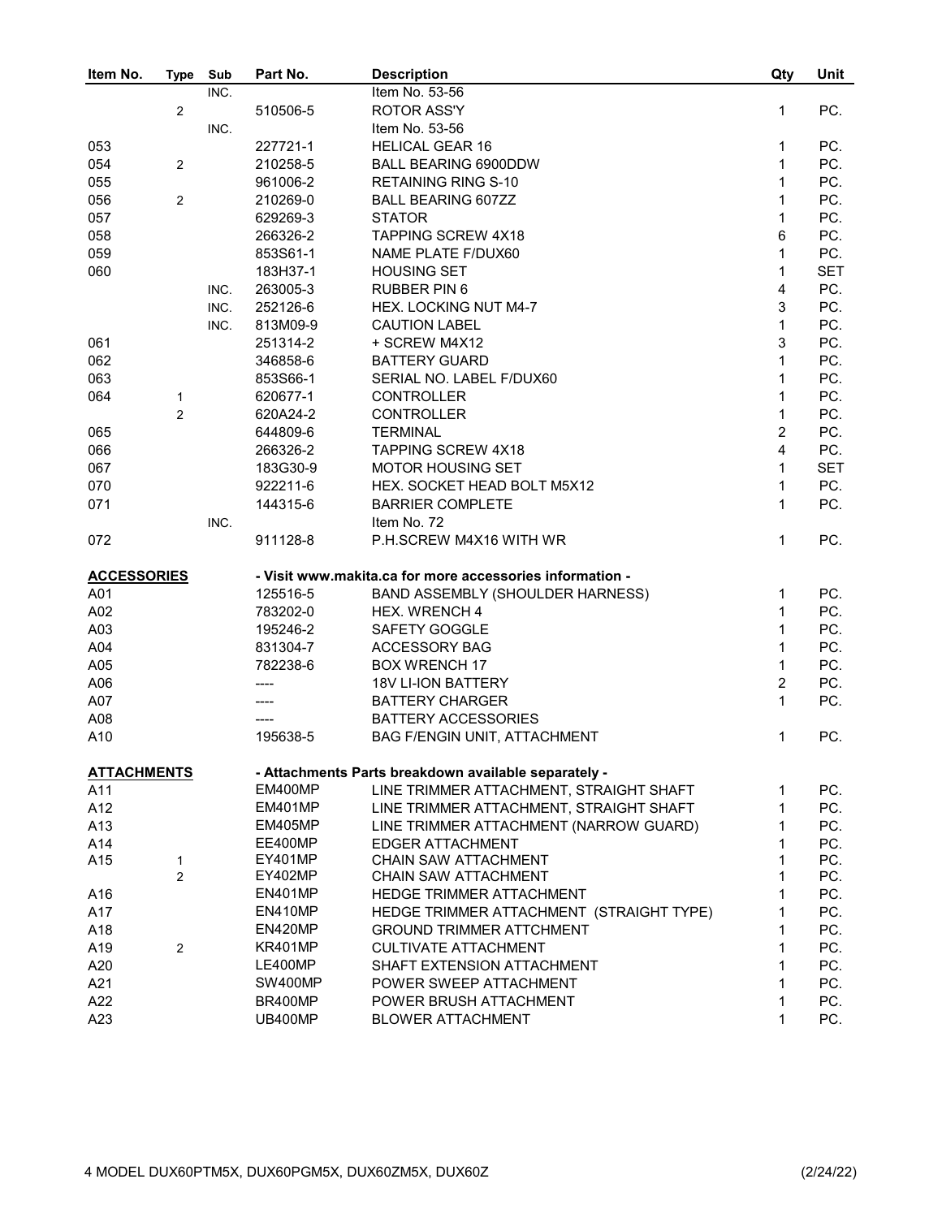| Item No. | Type | Sub | Part No. | Description | Qty | Unit |
|---|---|---|---|---|---|---|
| | | INC. | | Item No. 53-56 | | |
| | 2 | | 510506-5 | ROTOR ASS'Y | 1 | PC. |
| | | INC. | | Item No. 53-56 | | |
| 053 | | | 227721-1 | HELICAL GEAR 16 | 1 | PC. |
| 054 | 2 | | 210258-5 | BALL BEARING 6900DDW | 1 | PC. |
| 055 | | | 961006-2 | RETAINING RING S-10 | 1 | PC. |
| 056 | 2 | | 210269-0 | BALL BEARING 607ZZ | 1 | PC. |
| 057 | | | 629269-3 | STATOR | 1 | PC. |
| 058 | | | 266326-2 | TAPPING SCREW 4X18 | 6 | PC. |
| 059 | | | 853S61-1 | NAME PLATE F/DUX60 | 1 | PC. |
| 060 | | | 183H37-1 | HOUSING SET | 1 | SET |
| | | INC. | 263005-3 | RUBBER PIN 6 | 4 | PC. |
| | | INC. | 252126-6 | HEX. LOCKING NUT M4-7 | 3 | PC. |
| | | INC. | 813M09-9 | CAUTION LABEL | 1 | PC. |
| 061 | | | 251314-2 | + SCREW M4X12 | 3 | PC. |
| 062 | | | 346858-6 | BATTERY GUARD | 1 | PC. |
| 063 | | | 853S66-1 | SERIAL NO. LABEL F/DUX60 | 1 | PC. |
| 064 | 1 | | 620677-1 | CONTROLLER | 1 | PC. |
| | 2 | | 620A24-2 | CONTROLLER | 1 | PC. |
| 065 | | | 644809-6 | TERMINAL | 2 | PC. |
| 066 | | | 266326-2 | TAPPING SCREW 4X18 | 4 | PC. |
| 067 | | | 183G30-9 | MOTOR HOUSING SET | 1 | SET |
| 070 | | | 922211-6 | HEX. SOCKET HEAD BOLT M5X12 | 1 | PC. |
| 071 | | | 144315-6 | BARRIER COMPLETE | 1 | PC. |
| | | INC. | | Item No. 72 | | |
| 072 | | | 911128-8 | P.H.SCREW M4X16 WITH WR | 1 | PC. |
| **ACCESSORIES** | | | | **- Visit www.makita.ca for more accessories information -** | | |
| A01 | | | 125516-5 | BAND ASSEMBLY (SHOULDER HARNESS) | 1 | PC. |
| A02 | | | 783202-0 | HEX. WRENCH 4 | 1 | PC. |
| A03 | | | 195246-2 | SAFETY GOGGLE | 1 | PC. |
| A04 | | | 831304-7 | ACCESSORY BAG | 1 | PC. |
| A05 | | | 782238-6 | BOX WRENCH 17 | 1 | PC. |
| A06 | | | ---- | 18V LI-ION BATTERY | 2 | PC. |
| A07 | | | ---- | BATTERY CHARGER | 1 | PC. |
| A08 | | | ---- | BATTERY ACCESSORIES | | |
| A10 | | | 195638-5 | BAG F/ENGIN UNIT, ATTACHMENT | 1 | PC. |
| **ATTACHMENTS** | | | | **- Attachments Parts breakdown available separately -** | | |
| A11 | | | EM400MP | LINE TRIMMER ATTACHMENT, STRAIGHT SHAFT | 1 | PC. |
| A12 | | | EM401MP | LINE TRIMMER ATTACHMENT, STRAIGHT SHAFT | 1 | PC. |
| A13 | | | EM405MP | LINE TRIMMER ATTACHMENT (NARROW GUARD) | 1 | PC. |
| A14 | | | EE400MP | EDGER ATTACHMENT | 1 | PC. |
| A15 | 1 | | EY401MP | CHAIN SAW ATTACHMENT | 1 | PC. |
| | 2 | | EY402MP | CHAIN SAW ATTACHMENT | 1 | PC. |
| A16 | | | EN401MP | HEDGE TRIMMER ATTACHMENT | 1 | PC. |
| A17 | | | EN410MP | HEDGE TRIMMER ATTACHMENT (STRAIGHT TYPE) | 1 | PC. |
| A18 | | | EN420MP | GROUND TRIMMER ATTCHMENT | 1 | PC. |
| A19 | 2 | | KR401MP | CULTIVATE ATTACHMENT | 1 | PC. |
| A20 | | | LE400MP | SHAFT EXTENSION ATTACHMENT | 1 | PC. |
| A21 | | | SW400MP | POWER SWEEP ATTACHMENT | 1 | PC. |
| A22 | | | BR400MP | POWER BRUSH ATTACHMENT | 1 | PC. |
| A23 | | | UB400MP | BLOWER ATTACHMENT | 1 | PC. |

4 MODEL DUX60PTM5X, DUX60PGM5X, DUX60ZM5X, DUX60Z (2/24/22)